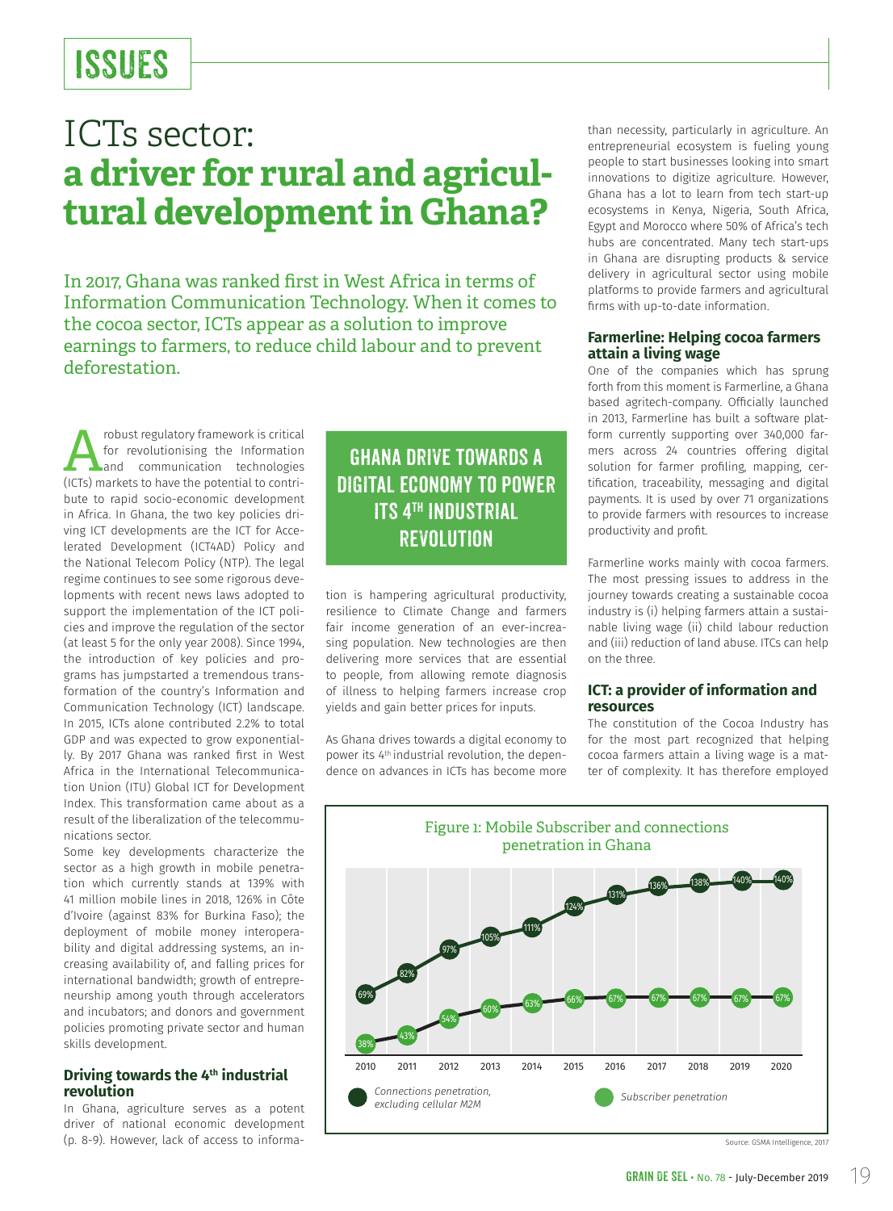# ISSUES

# ICTs sector: **a driver for rural and agricultural development in Ghana?**

In 2017, Ghana was ranked first in West Africa in terms of Information Communication Technology. When it comes to the cocoa sector, ICTs appear as a solution to improve earnings to farmers, to reduce child labour and to prevent deforestation.

A robust regulatory framework is critical for revolutionising the Information and communication technologies (ICTs) markets to have the potential to contribute to rapid socio-economic development in Africa. In Ghana, the two key policies driving ICT developments are the ICT for Accelerated Development (ICT4AD) Policy and the National Telecom Policy (NTP). The legal regime continues to see some rigorous developments with recent news laws adopted to support the implementation of the ICT policies and improve the regulation of the sector (at least 5 for the only year 2008). Since 1994, the introduction of key policies and programs has jumpstarted a tremendous transformation of the country's Information and Communication Technology (ICT) landscape. In 2015, ICTs alone contributed 2.2% to total GDP and was expected to grow exponentially. By 2017 Ghana was ranked first in West Africa in the International Telecommunication Union (ITU) Global ICT for Development Index. This transformation came about as a result of the liberalization of the telecommunications sector.

Some key developments characterize the sector as a high growth in mobile penetration which currently stands at 139% with 41 million mobile lines in 2018, 126% in Côte d'Ivoire (against 83% for Burkina Faso); the deployment of mobile money interoperability and digital addressing systems, an increasing availability of, and falling prices for international bandwidth; growth of entrepreneurship among youth through accelerators and incubators; and donors and government policies promoting private sector and human skills development.

### Driving towards the 4th industrial revolution

In Ghana, agriculture serves as a potent driver of national economic development (p. 8-9). However, lack of access to information is hampering agricultural productivity, resilience to Climate Change and farmers fair income generation of an ever-increasing population. New technologies are then delivering more services that are essential to people, from allowing remote diagnosis of illness to helping farmers increase crop yields and gain better prices for inputs.

**GHANA DRIVE TOWARDS A DIGITAL ECONOMY TO POWER ITS 4TH INDUSTRIAL REVOLUTION**

As Ghana drives towards a digital economy to power its 4th industrial revolution, the dependence on advances in ICTs has become more than necessity, particularly in agriculture. An entrepreneurial ecosystem is fueling young people to start businesses looking into smart innovations to digitize agriculture. However, Ghana has a lot to learn from tech start-up ecosystems in Kenya, Nigeria, South Africa, Egypt and Morocco where 50% of Africa's tech hubs are concentrated. Many tech start-ups in Ghana are disrupting products & service delivery in agricultural sector using mobile platforms to provide farmers and agricultural firms with up-to-date information.

### Farmerline: Helping cocoa farmers attain a living wage

One of the companies which has sprung forth from this moment is Farmerline, a Ghana based agritech-company. Officially launched in 2013, Farmerline has built a software platform currently supporting over 340,000 farmers across 24 countries offering digital solution for farmer profiling, mapping, certification, traceability, messaging and digital payments. It is used by over 71 organizations to provide farmers with resources to increase productivity and profit.

Farmerline works mainly with cocoa farmers. The most pressing issues to address in the journey towards creating a sustainable cocoa industry is (i) helping farmers attain a sustainable living wage (ii) child labour reduction and (iii) reduction of land abuse. ITCs can help on the three.

### ICT: a provider of information and resources

The constitution of the Cocoa Industry has for the most part recognized that helping cocoa farmers attain a living wage is a matter of complexity. It has therefore employed

Figure 1: Mobile Subscriber and connections penetration in Ghana

| Year | Connections penetration, excluding cellular M2M | Subscriber penetration |
|---|---|---|
| 2010 | 69% | 38% |
| 2011 | 82% | 43% |
| 2012 | 97% | 54% |
| 2013 | 105% | 60% |
| 2014 | 111% | 63% |
| 2015 | 124% | 66% |
| 2016 | 131% | 67% |
| 2017 | 136% | 67% |
| 2018 | 138% | 67% |
| 2019 | 140% | 67% |
| 2020 | 140% | 67% |

Source: GSMA Intelligence, 2017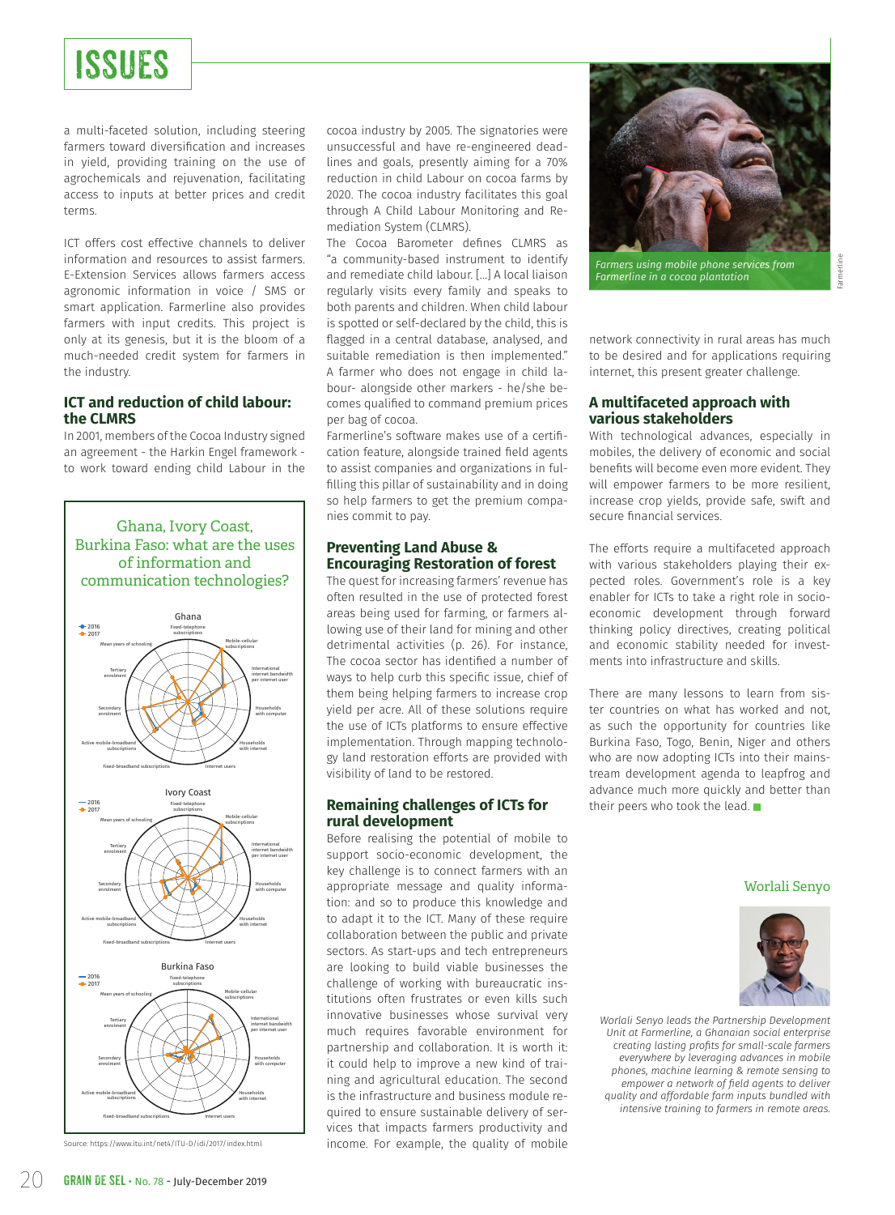a multi-faceted solution, including steering farmers toward diversification and increases in yield, providing training on the use of agrochemicals and rejuvenation, facilitating access to inputs at better prices and credit terms.

ICT offers cost effective channels to deliver information and resources to assist farmers. E-Extension Services allows farmers access agronomic information in voice / SMS or smart application. Farmerline also provides farmers with input credits. This project is only at its genesis, but it is the bloom of a much-needed credit system for farmers in the industry.

## ICT and reduction of child labour: the CLMRS

In 2001, members of the Cocoa Industry signed an agreement - the Harkin Engel framework - to work toward ending child Labour in the cocoa industry by 2005. The signatories were unsuccessful and have re-engineered deadlines and goals, presently aiming for a 70% reduction in child Labour on cocoa farms by 2020. The cocoa industry facilitates this goal through A Child Labour Monitoring and Remediation System (CLMRS).

The Cocoa Barometer defines CLMRS as "a community-based instrument to identify and remediate child labour. [...] A local liaison regularly visits every family and speaks to both parents and children. When child labour is spotted or self-declared by the child, this is flagged in a central database, analysed, and suitable remediation is then implemented." A farmer who does not engage in child labour- alongside other markers - he/she becomes qualified to command premium prices per bag of cocoa.

Farmerline's software makes use of a certification feature, alongside trained field agents to assist companies and organizations in fulfilling this pillar of sustainability and in doing so help farmers to get the premium companies commit to pay.

**Ghana, Ivory Coast, Burkina Faso: what are the uses of information and communication technologies?**

Ghana

2016
2017

Fixed-telephone subscriptions
Mobile-cellular subscriptions
International internet bandwidth per internet user
Households with computer
Households with internet
Internet users
Fixed-broadband subscriptions
Active mobile-broadband subscriptions
Secondary enrolment
Tertiary enrolment
Mean years of schooling

Ivory Coast

2016
2017

Fixed-telephone subscriptions
Mobile-cellular subscriptions
International internet bandwidth per internet user
Households with computer
Households with internet
Internet users
Fixed-broadband subscriptions
Active mobile-broadband subscriptions
Secondary enrolment
Tertiary enrolment
Mean years of schooling

Burkina Faso

2016
2017

Fixed-telephone subscriptions
Mobile-cellular subscriptions
International internet bandwidth per internet user
Households with computer
Households with internet
Internet users
Fixed-broadband subscriptions
Active mobile-broadband subscriptions
Secondary enrolment
Tertiary enrolment
Mean years of schooling

Source: https://www.itu.int/net4/ITU-D/idi/2017/index.html

## Preventing Land Abuse & Encouraging Restoration of forest

The quest for increasing farmers' revenue has often resulted in the use of protected forest areas being used for farming, or farmers allowing use of their land for mining and other detrimental activities (p. 26). For instance, The cocoa sector has identified a number of ways to help curb this specific issue, chief of them being helping farmers to increase crop yield per acre. All of these solutions require the use of ICTs platforms to ensure effective implementation. Through mapping technology land restoration efforts are provided with visibility of land to be restored.

## Remaining challenges of ICTs for rural development

Before realising the potential of mobile to support socio-economic development, the key challenge is to connect farmers with an appropriate message and quality information: and so to produce this knowledge and to adapt it to the ICT. Many of these require collaboration between the public and private sectors. As start-ups and tech entrepreneurs are looking to build viable businesses the challenge of working with bureaucratic institutions often frustrates or even kills such innovative businesses whose survival very much requires favorable environment for partnership and collaboration. It is worth it: it could help to improve a new kind of training and agricultural education. The second is the infrastructure and business module required to ensure sustainable delivery of services that impacts farmers productivity and income. For example, the quality of mobile network connectivity in rural areas has much to be desired and for applications requiring internet, this present greater challenge.

*Farmers using mobile phone services from Farmerline in a cocoa plantation*

Farmerline

## A multifaceted approach with various stakeholders

With technological advances, especially in mobiles, the delivery of economic and social benefits will become even more evident. They will empower farmers to be more resilient, increase crop yields, provide safe, swift and secure financial services.

The efforts require a multifaceted approach with various stakeholders playing their expected roles. Government's role is a key enabler for ICTs to take a right role in socio-economic development through forward thinking policy directives, creating political and economic stability needed for investments into infrastructure and skills.

There are many lessons to learn from sister countries on what has worked and not, as such the opportunity for countries like Burkina Faso, Togo, Benin, Niger and others who are now adopting ICTs into their mainstream development agenda to leapfrog and advance much more quickly and better than their peers who took the lead. ■

**Worlali Senyo**

*Worlali Senyo leads the Partnership Development Unit at Farmerline, a Ghanaian social enterprise creating lasting profits for small-scale farmers everywhere by leveraging advances in mobile phones, machine learning & remote sensing to empower a network of field agents to deliver quality and affordable farm inputs bundled with intensive training to farmers in remote areas.*